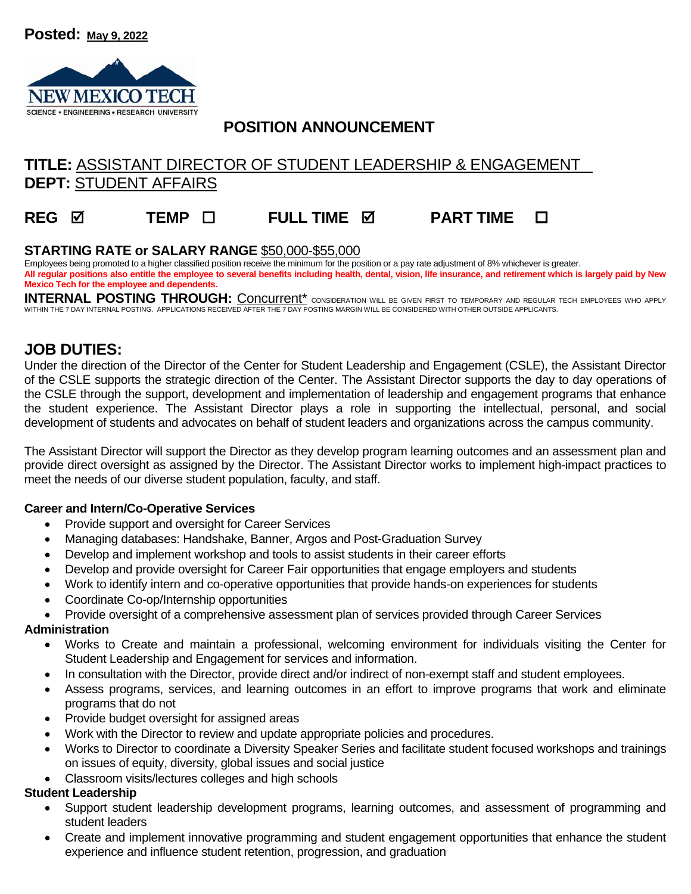**Posted:** May 9, 2022

NEW MEXICO TECH
SCIENCE • ENGINEERING • RESEARCH UNIVERSITY

# POSITION ANNOUNCEMENT

**TITLE:** ASSISTANT DIRECTOR OF STUDENT LEADERSHIP & ENGAGEMENT
**DEPT:** STUDENT AFFAIRS

**REG** ☑ **TEMP** ☐ **FULL TIME** ☑ **PART TIME** ☐

**STARTING RATE or SALARY RANGE** $50,000-$55,000

Employees being promoted to a higher classified position receive the minimum for the position or a pay rate adjustment of 8% whichever is greater.

**All regular positions also entitle the employee to several benefits including health, dental, vision, life insurance, and retirement which is largely paid by New Mexico Tech for the employee and dependents.**

**INTERNAL POSTING THROUGH:** Concurrent* CONSIDERATION WILL BE GIVEN FIRST TO TEMPORARY AND REGULAR TECH EMPLOYEES WHO APPLY WITHIN THE 7 DAY INTERNAL POSTING. APPLICATIONS RECEIVED AFTER THE 7 DAY POSTING MARGIN WILL BE CONSIDERED WITH OTHER OUTSIDE APPLICANTS.

## JOB DUTIES:

Under the direction of the Director of the Center for Student Leadership and Engagement (CSLE), the Assistant Director of the CSLE supports the strategic direction of the Center. The Assistant Director supports the day to day operations of the CSLE through the support, development and implementation of leadership and engagement programs that enhance the student experience. The Assistant Director plays a role in supporting the intellectual, personal, and social development of students and advocates on behalf of student leaders and organizations across the campus community.

The Assistant Director will support the Director as they develop program learning outcomes and an assessment plan and provide direct oversight as assigned by the Director. The Assistant Director works to implement high-impact practices to meet the needs of our diverse student population, faculty, and staff.

**Career and Intern/Co-Operative Services**

- Provide support and oversight for Career Services
- Managing databases: Handshake, Banner, Argos and Post-Graduation Survey
- Develop and implement workshop and tools to assist students in their career efforts
- Develop and provide oversight for Career Fair opportunities that engage employers and students
- Work to identify intern and co-operative opportunities that provide hands-on experiences for students
- Coordinate Co-op/Internship opportunities
- Provide oversight of a comprehensive assessment plan of services provided through Career Services

**Administration**

- Works to Create and maintain a professional, welcoming environment for individuals visiting the Center for Student Leadership and Engagement for services and information.
- In consultation with the Director, provide direct and/or indirect of non-exempt staff and student employees.
- Assess programs, services, and learning outcomes in an effort to improve programs that work and eliminate programs that do not
- Provide budget oversight for assigned areas
- Work with the Director to review and update appropriate policies and procedures.
- Works to Director to coordinate a Diversity Speaker Series and facilitate student focused workshops and trainings on issues of equity, diversity, global issues and social justice
- Classroom visits/lectures colleges and high schools

**Student Leadership**

- Support student leadership development programs, learning outcomes, and assessment of programming and student leaders
- Create and implement innovative programming and student engagement opportunities that enhance the student experience and influence student retention, progression, and graduation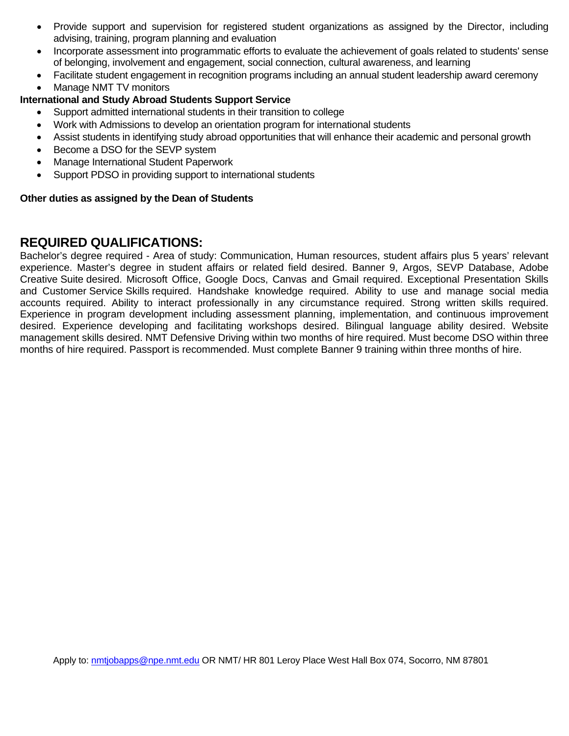- Provide support and supervision for registered student organizations as assigned by the Director, including advising, training, program planning and evaluation
- Incorporate assessment into programmatic efforts to evaluate the achievement of goals related to students' sense of belonging, involvement and engagement, social connection, cultural awareness, and learning
- Facilitate student engagement in recognition programs including an annual student leadership award ceremony
- Manage NMT TV monitors

**International and Study Abroad Students Support Service**

- Support admitted international students in their transition to college
- Work with Admissions to develop an orientation program for international students
- Assist students in identifying study abroad opportunities that will enhance their academic and personal growth
- Become a DSO for the SEVP system
- Manage International Student Paperwork
- Support PDSO in providing support to international students

**Other duties as assigned by the Dean of Students**

## REQUIRED QUALIFICATIONS:

Bachelor's degree required - Area of study: Communication, Human resources, student affairs plus 5 years' relevant experience. Master's degree in student affairs or related field desired. Banner 9, Argos, SEVP Database, Adobe Creative Suite desired. Microsoft Office, Google Docs, Canvas and Gmail required. Exceptional Presentation Skills and Customer Service Skills required. Handshake knowledge required. Ability to use and manage social media accounts required. Ability to interact professionally in any circumstance required. Strong written skills required. Experience in program development including assessment planning, implementation, and continuous improvement desired. Experience developing and facilitating workshops desired. Bilingual language ability desired. Website management skills desired. NMT Defensive Driving within two months of hire required. Must become DSO within three months of hire required. Passport is recommended. Must complete Banner 9 training within three months of hire.

Apply to: nmtjobapps@npe.nmt.edu OR NMT/ HR 801 Leroy Place West Hall Box 074, Socorro, NM 87801